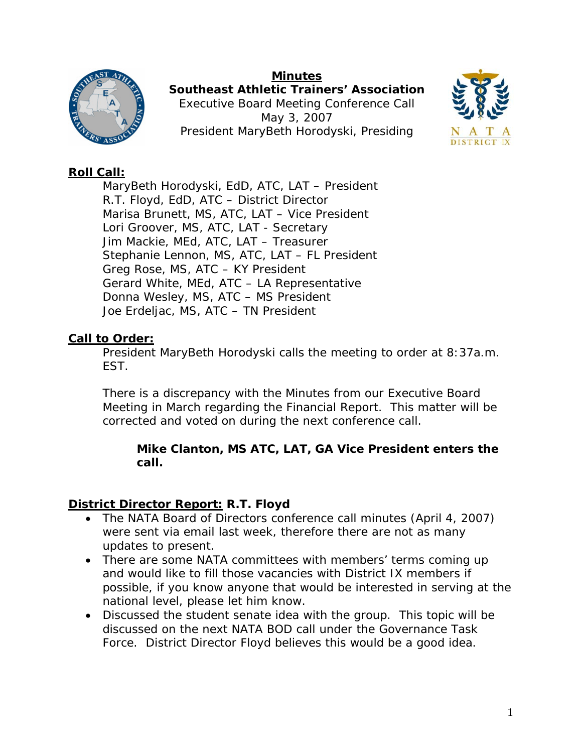# Minutes

**Southeast Athletic Trainers' Association**

Executive Board Meeting Conference Call

May 3, 2007

President MaryBeth Horodyski, Presiding

## Roll Call:

MaryBeth Horodyski, EdD, ATC, LAT – President
R.T. Floyd, EdD, ATC – District Director
Marisa Brunett, MS, ATC, LAT – Vice President
Lori Groover, MS, ATC, LAT - Secretary
Jim Mackie, MEd, ATC, LAT – Treasurer
Stephanie Lennon, MS, ATC, LAT – FL President
Greg Rose, MS, ATC – KY President
Gerard White, MEd, ATC – LA Representative
Donna Wesley, MS, ATC – MS President
Joe Erdeljac, MS, ATC – TN President

## Call to Order:

President MaryBeth Horodyski calls the meeting to order at 8:37a.m. EST.

There is a discrepancy with the Minutes from our Executive Board Meeting in March regarding the Financial Report. This matter will be corrected and voted on during the next conference call.

**Mike Clanton, MS ATC, LAT, GA Vice President enters the call.**

## District Director Report: R.T. Floyd

- The NATA Board of Directors conference call minutes (April 4, 2007) were sent via email last week, therefore there are not as many updates to present.
- There are some NATA committees with members' terms coming up and would like to fill those vacancies with District IX members if possible, if you know anyone that would be interested in serving at the national level, please let him know.
- Discussed the student senate idea with the group. This topic will be discussed on the next NATA BOD call under the Governance Task Force. District Director Floyd believes this would be a good idea.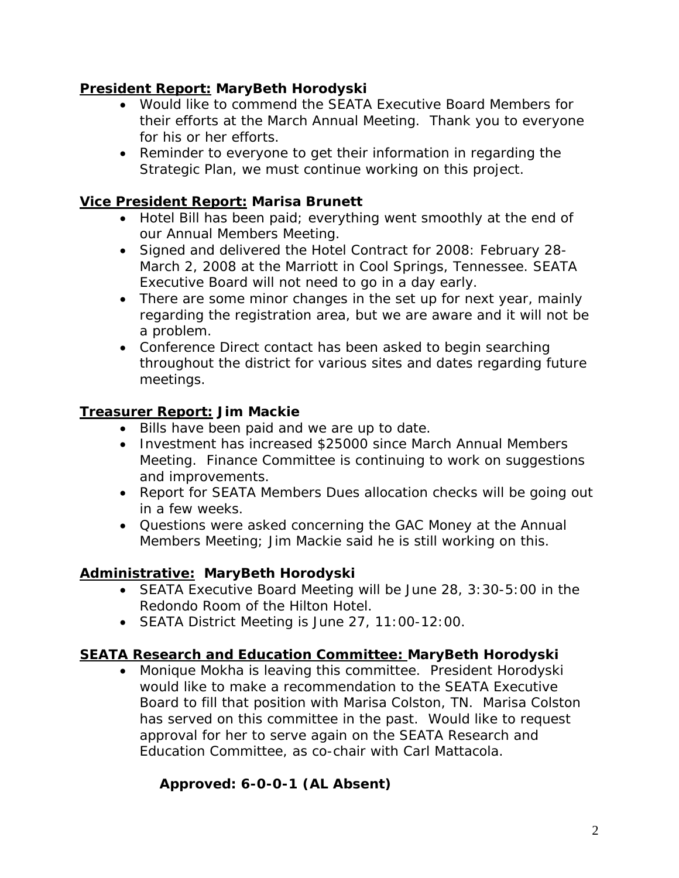**<u>President Report:</u> MaryBeth Horodyski**

- Would like to commend the SEATA Executive Board Members for their efforts at the March Annual Meeting. Thank you to everyone for his or her efforts.
- Reminder to everyone to get their information in regarding the Strategic Plan, we must continue working on this project.

**<u>Vice President Report:</u> Marisa Brunett**

- Hotel Bill has been paid; everything went smoothly at the end of our Annual Members Meeting.
- Signed and delivered the Hotel Contract for 2008: February 28-March 2, 2008 at the Marriott in Cool Springs, Tennessee. SEATA Executive Board will not need to go in a day early.
- There are some minor changes in the set up for next year, mainly regarding the registration area, but we are aware and it will not be a problem.
- Conference Direct contact has been asked to begin searching throughout the district for various sites and dates regarding future meetings.

**<u>Treasurer Report:</u> Jim Mackie**

- Bills have been paid and we are up to date.
- Investment has increased $25000 since March Annual Members Meeting. Finance Committee is continuing to work on suggestions and improvements.
- Report for SEATA Members Dues allocation checks will be going out in a few weeks.
- Questions were asked concerning the GAC Money at the Annual Members Meeting; Jim Mackie said he is still working on this.

**<u>Administrative:</u> MaryBeth Horodyski**

- SEATA Executive Board Meeting will be June 28, 3:30-5:00 in the Redondo Room of the Hilton Hotel.
- SEATA District Meeting is June 27, 11:00-12:00.

**<u>SEATA Research and Education Committee:</u> MaryBeth Horodyski**

- Monique Mokha is leaving this committee. President Horodyski would like to make a recommendation to the SEATA Executive Board to fill that position with Marisa Colston, TN. Marisa Colston has served on this committee in the past. Would like to request approval for her to serve again on the SEATA Research and Education Committee, as co-chair with Carl Mattacola.

**Approved: 6-0-0-1 (AL Absent)**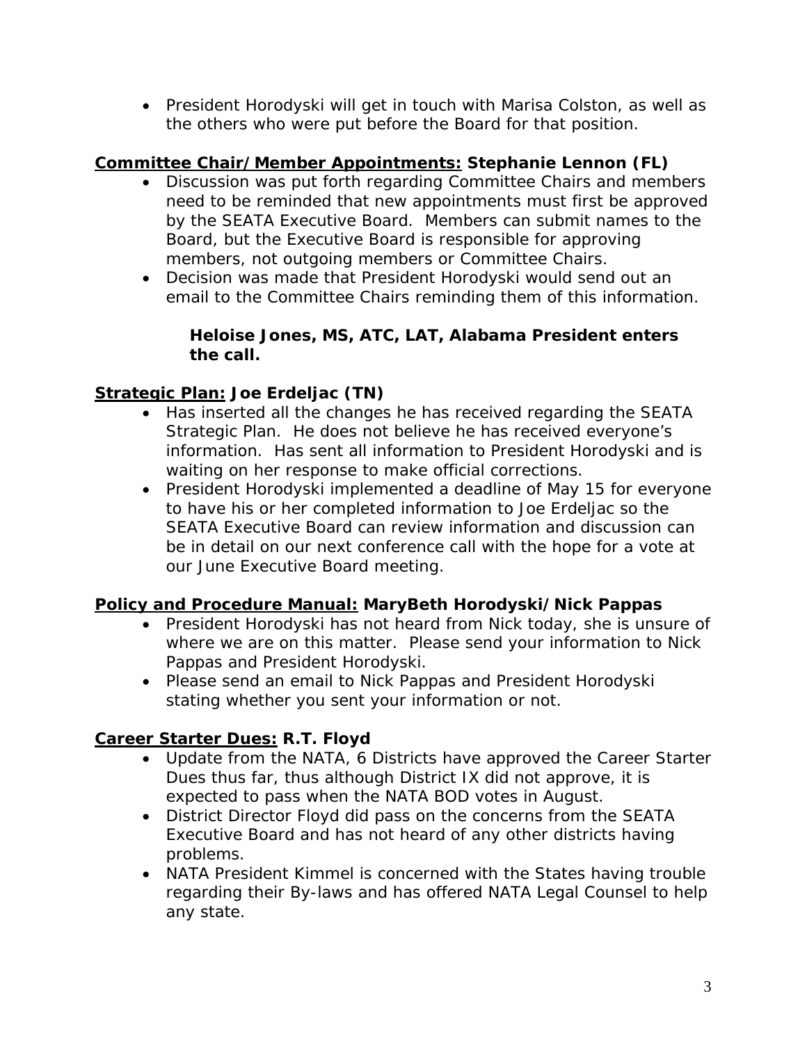- President Horodyski will get in touch with Marisa Colston, as well as the others who were put before the Board for that position.

**Committee Chair/Member Appointments:** **Stephanie Lennon (FL)**

- Discussion was put forth regarding Committee Chairs and members need to be reminded that new appointments must first be approved by the SEATA Executive Board. Members can submit names to the Board, but the Executive Board is responsible for approving members, not outgoing members or Committee Chairs.
- Decision was made that President Horodyski would send out an email to the Committee Chairs reminding them of this information.

**Heloise Jones, MS, ATC, LAT, Alabama President enters the call.**

**Strategic Plan:** **Joe Erdeljac (TN)**

- Has inserted all the changes he has received regarding the SEATA Strategic Plan. He does not believe he has received everyone's information. Has sent all information to President Horodyski and is waiting on her response to make official corrections.
- President Horodyski implemented a deadline of May 15 for everyone to have his or her completed information to Joe Erdeljac so the SEATA Executive Board can review information and discussion can be in detail on our next conference call with the hope for a vote at our June Executive Board meeting.

**Policy and Procedure Manual:** **MaryBeth Horodyski/Nick Pappas**

- President Horodyski has not heard from Nick today, she is unsure of where we are on this matter. Please send your information to Nick Pappas and President Horodyski.
- Please send an email to Nick Pappas and President Horodyski stating whether you sent your information or not.

**Career Starter Dues:** **R.T. Floyd**

- Update from the NATA, 6 Districts have approved the Career Starter Dues thus far, thus although District IX did not approve, it is expected to pass when the NATA BOD votes in August.
- District Director Floyd did pass on the concerns from the SEATA Executive Board and has not heard of any other districts having problems.
- NATA President Kimmel is concerned with the States having trouble regarding their By-laws and has offered NATA Legal Counsel to help any state.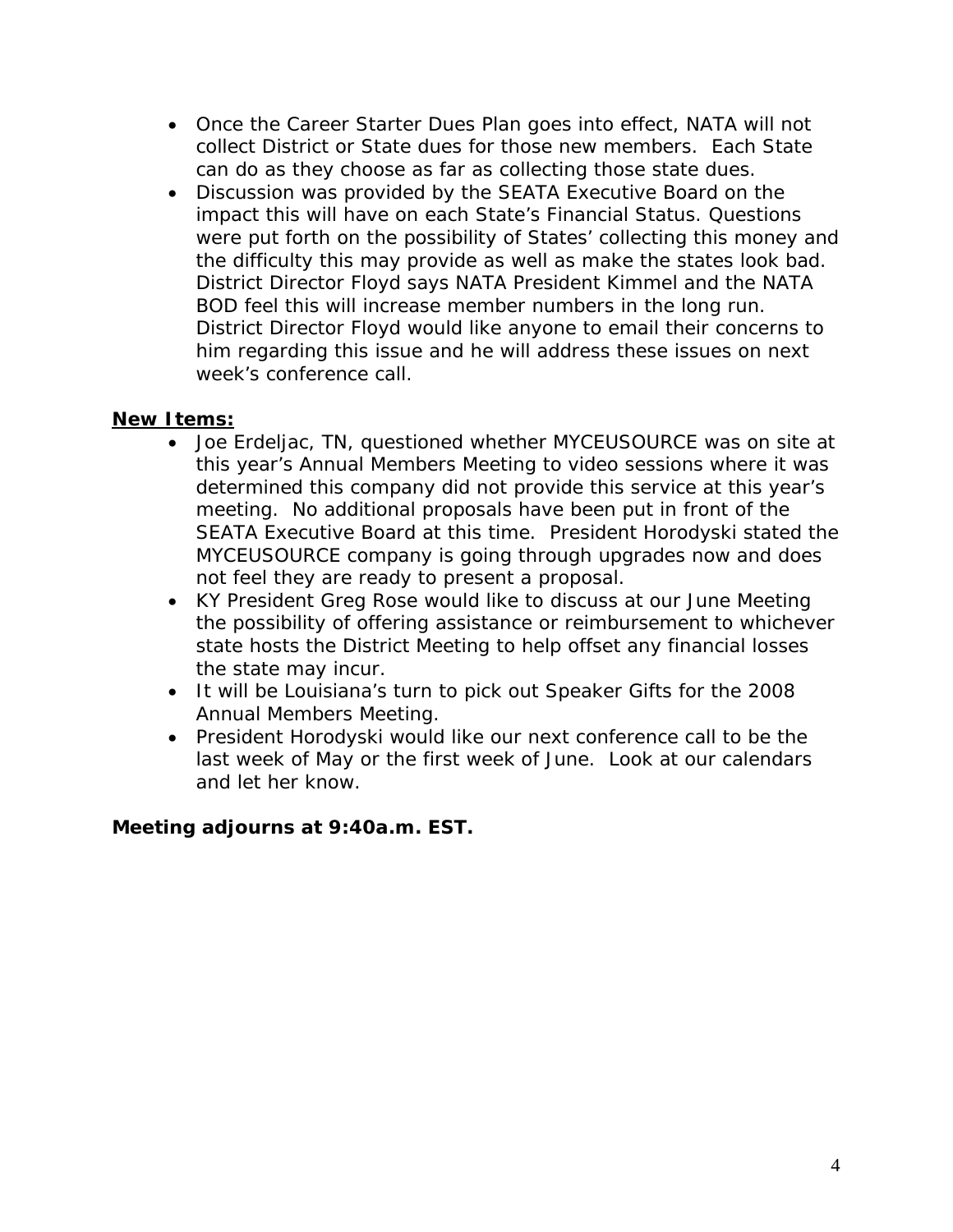- Once the Career Starter Dues Plan goes into effect, NATA will not collect District or State dues for those new members. Each State can do as they choose as far as collecting those state dues.
- Discussion was provided by the SEATA Executive Board on the impact this will have on each State's Financial Status. Questions were put forth on the possibility of States' collecting this money and the difficulty this may provide as well as make the states look bad. District Director Floyd says NATA President Kimmel and the NATA BOD feel this will increase member numbers in the long run. District Director Floyd would like anyone to email their concerns to him regarding this issue and he will address these issues on next week's conference call.

**New Items:**

- Joe Erdeljac, TN, questioned whether MYCEUSOURCE was on site at this year's Annual Members Meeting to video sessions where it was determined this company did not provide this service at this year's meeting. No additional proposals have been put in front of the SEATA Executive Board at this time. President Horodyski stated the MYCEUSOURCE company is going through upgrades now and does not feel they are ready to present a proposal.
- KY President Greg Rose would like to discuss at our June Meeting the possibility of offering assistance or reimbursement to whichever state hosts the District Meeting to help offset any financial losses the state may incur.
- It will be Louisiana's turn to pick out Speaker Gifts for the 2008 Annual Members Meeting.
- President Horodyski would like our next conference call to be the last week of May or the first week of June. Look at our calendars and let her know.

**Meeting adjourns at 9:40a.m. EST.**